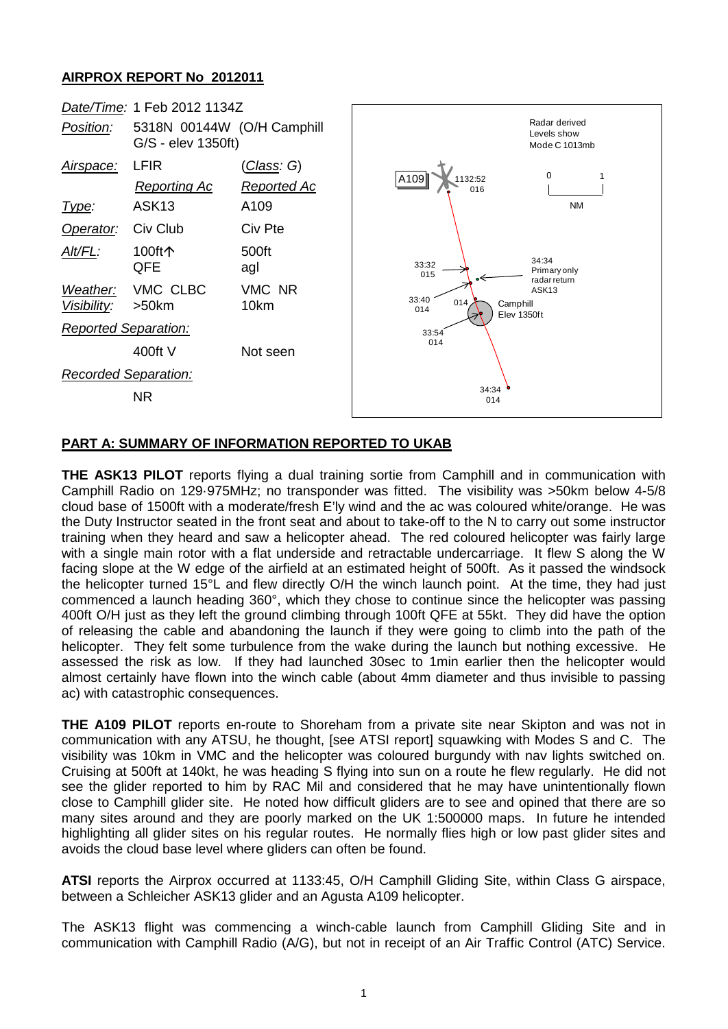**AIRPROX REPORT No 2012011**

| | | |
|---|---|---|
| *Date/Time:* | 1 Feb 2012 1134Z | |
| *Position:* | 5318N 00144W (O/H Camphill G/S - elev 1350ft) | |
| *Airspace:* | LFIR | (*Class*: G) |
| | *Reporting Ac* | *Reported Ac* |
| *Type:* | ASK13 | A109 |
| *Operator:* | Civ Club | Civ Pte |
| *Alt/FL:* | 100ft↑ QFE | 500ft agl |
| *Weather:* | VMC CLBC | VMC NR |
| *Visibility:* | >50km | 10km |
| *Reported Separation:* | | |
| | 400ft V | Not seen |
| *Recorded Separation:* | | |
| | NR | |

Radar derived Levels show Mode C 1013mb

A109 1132:52 016; 33:32 015; 33:40 014; 014; 33:54 014; 34:34 014

34:34 Primary only radar return ASK13

Camphill Elev 1350ft

0 1 NM

## PART A: SUMMARY OF INFORMATION REPORTED TO UKAB

**THE ASK13 PILOT** reports flying a dual training sortie from Camphill and in communication with Camphill Radio on 129·975MHz; no transponder was fitted. The visibility was >50km below 4-5/8 cloud base of 1500ft with a moderate/fresh E'ly wind and the ac was coloured white/orange. He was the Duty Instructor seated in the front seat and about to take-off to the N to carry out some instructor training when they heard and saw a helicopter ahead. The red coloured helicopter was fairly large with a single main rotor with a flat underside and retractable undercarriage. It flew S along the W facing slope at the W edge of the airfield at an estimated height of 500ft. As it passed the windsock the helicopter turned 15°L and flew directly O/H the winch launch point. At the time, they had just commenced a launch heading 360°, which they chose to continue since the helicopter was passing 400ft O/H just as they left the ground climbing through 100ft QFE at 55kt. They did have the option of releasing the cable and abandoning the launch if they were going to climb into the path of the helicopter. They felt some turbulence from the wake during the launch but nothing excessive. He assessed the risk as low. If they had launched 30sec to 1min earlier then the helicopter would almost certainly have flown into the winch cable (about 4mm diameter and thus invisible to passing ac) with catastrophic consequences.

**THE A109 PILOT** reports en-route to Shoreham from a private site near Skipton and was not in communication with any ATSU, he thought, [see ATSI report] squawking with Modes S and C. The visibility was 10km in VMC and the helicopter was coloured burgundy with nav lights switched on. Cruising at 500ft at 140kt, he was heading S flying into sun on a route he flew regularly. He did not see the glider reported to him by RAC Mil and considered that he may have unintentionally flown close to Camphill glider site. He noted how difficult gliders are to see and opined that there are so many sites around and they are poorly marked on the UK 1:500000 maps. In future he intended highlighting all glider sites on his regular routes. He normally flies high or low past glider sites and avoids the cloud base level where gliders can often be found.

**ATSI** reports the Airprox occurred at 1133:45, O/H Camphill Gliding Site, within Class G airspace, between a Schleicher ASK13 glider and an Agusta A109 helicopter.

The ASK13 flight was commencing a winch-cable launch from Camphill Gliding Site and in communication with Camphill Radio (A/G), but not in receipt of an Air Traffic Control (ATC) Service.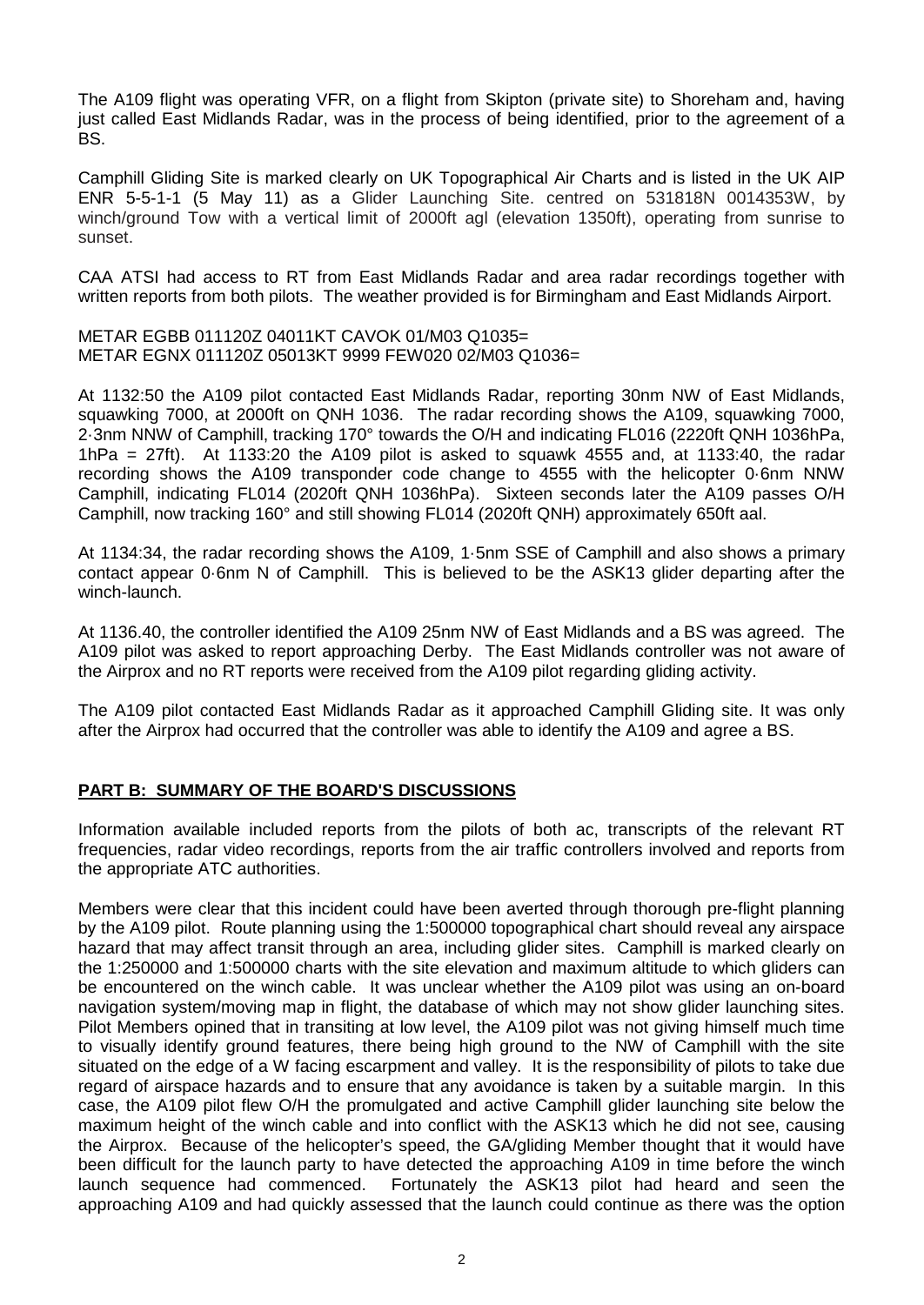The A109 flight was operating VFR, on a flight from Skipton (private site) to Shoreham and, having just called East Midlands Radar, was in the process of being identified, prior to the agreement of a BS.

Camphill Gliding Site is marked clearly on UK Topographical Air Charts and is listed in the UK AIP ENR 5-5-1-1 (5 May 11) as a Glider Launching Site. centred on 531818N 0014353W, by winch/ground Tow with a vertical limit of 2000ft agl (elevation 1350ft), operating from sunrise to sunset.

CAA ATSI had access to RT from East Midlands Radar and area radar recordings together with written reports from both pilots. The weather provided is for Birmingham and East Midlands Airport.

METAR EGBB 011120Z 04011KT CAVOK 01/M03 Q1035=
METAR EGNX 011120Z 05013KT 9999 FEW020 02/M03 Q1036=

At 1132:50 the A109 pilot contacted East Midlands Radar, reporting 30nm NW of East Midlands, squawking 7000, at 2000ft on QNH 1036. The radar recording shows the A109, squawking 7000, 2·3nm NNW of Camphill, tracking 170° towards the O/H and indicating FL016 (2220ft QNH 1036hPa, 1hPa = 27ft). At 1133:20 the A109 pilot is asked to squawk 4555 and, at 1133:40, the radar recording shows the A109 transponder code change to 4555 with the helicopter 0·6nm NNW Camphill, indicating FL014 (2020ft QNH 1036hPa). Sixteen seconds later the A109 passes O/H Camphill, now tracking 160° and still showing FL014 (2020ft QNH) approximately 650ft aal.

At 1134:34, the radar recording shows the A109, 1·5nm SSE of Camphill and also shows a primary contact appear 0·6nm N of Camphill. This is believed to be the ASK13 glider departing after the winch-launch.

At 1136.40, the controller identified the A109 25nm NW of East Midlands and a BS was agreed. The A109 pilot was asked to report approaching Derby. The East Midlands controller was not aware of the Airprox and no RT reports were received from the A109 pilot regarding gliding activity.

The A109 pilot contacted East Midlands Radar as it approached Camphill Gliding site. It was only after the Airprox had occurred that the controller was able to identify the A109 and agree a BS.

## PART B: SUMMARY OF THE BOARD'S DISCUSSIONS

Information available included reports from the pilots of both ac, transcripts of the relevant RT frequencies, radar video recordings, reports from the air traffic controllers involved and reports from the appropriate ATC authorities.

Members were clear that this incident could have been averted through thorough pre-flight planning by the A109 pilot. Route planning using the 1:500000 topographical chart should reveal any airspace hazard that may affect transit through an area, including glider sites. Camphill is marked clearly on the 1:250000 and 1:500000 charts with the site elevation and maximum altitude to which gliders can be encountered on the winch cable. It was unclear whether the A109 pilot was using an on-board navigation system/moving map in flight, the database of which may not show glider launching sites. Pilot Members opined that in transiting at low level, the A109 pilot was not giving himself much time to visually identify ground features, there being high ground to the NW of Camphill with the site situated on the edge of a W facing escarpment and valley. It is the responsibility of pilots to take due regard of airspace hazards and to ensure that any avoidance is taken by a suitable margin. In this case, the A109 pilot flew O/H the promulgated and active Camphill glider launching site below the maximum height of the winch cable and into conflict with the ASK13 which he did not see, causing the Airprox. Because of the helicopter's speed, the GA/gliding Member thought that it would have been difficult for the launch party to have detected the approaching A109 in time before the winch launch sequence had commenced. Fortunately the ASK13 pilot had heard and seen the approaching A109 and had quickly assessed that the launch could continue as there was the option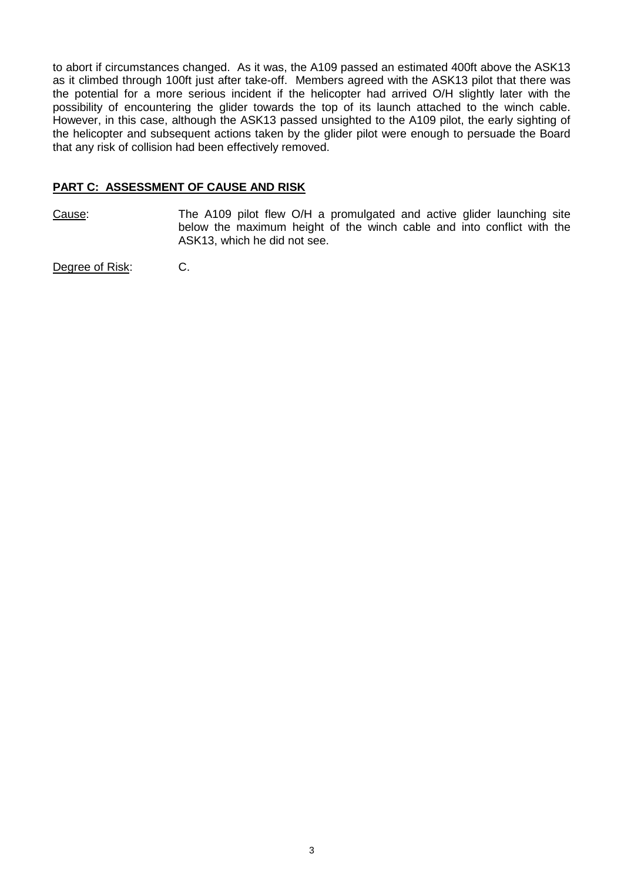to abort if circumstances changed. As it was, the A109 passed an estimated 400ft above the ASK13 as it climbed through 100ft just after take-off. Members agreed with the ASK13 pilot that there was the potential for a more serious incident if the helicopter had arrived O/H slightly later with the possibility of encountering the glider towards the top of its launch attached to the winch cable. However, in this case, although the ASK13 passed unsighted to the A109 pilot, the early sighting of the helicopter and subsequent actions taken by the glider pilot were enough to persuade the Board that any risk of collision had been effectively removed.

## PART C: ASSESSMENT OF CAUSE AND RISK

Cause: The A109 pilot flew O/H a promulgated and active glider launching site below the maximum height of the winch cable and into conflict with the ASK13, which he did not see.

Degree of Risk: C.